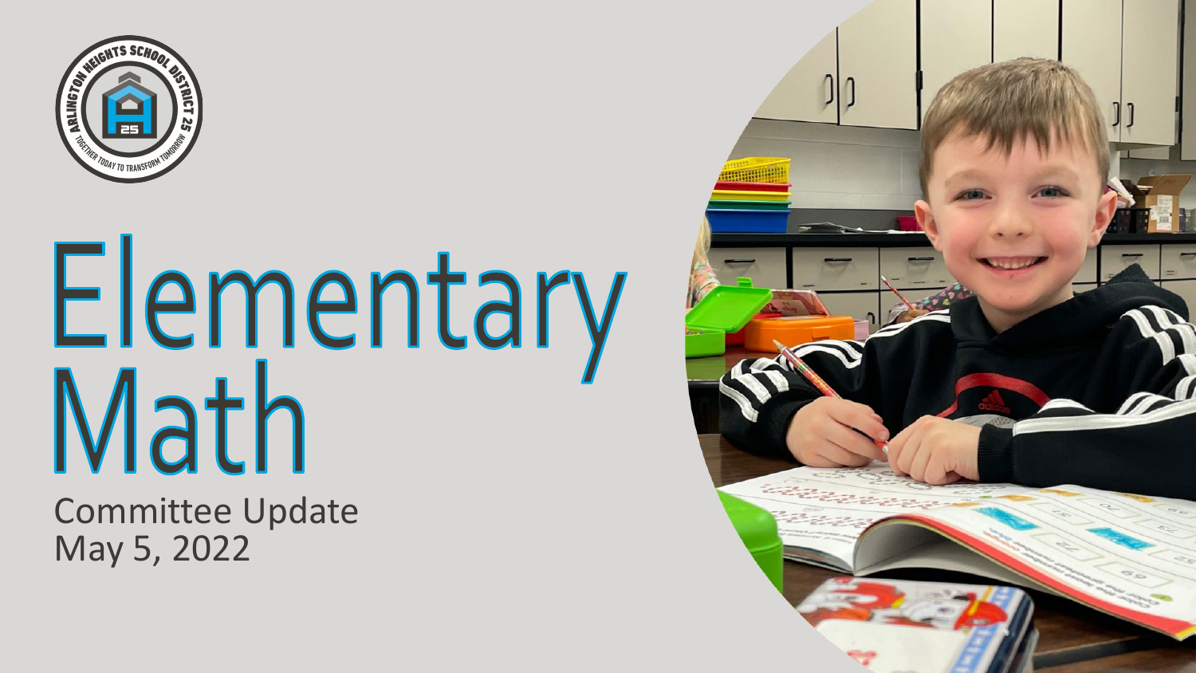# Elementary Math

Committee Update
May 5, 2022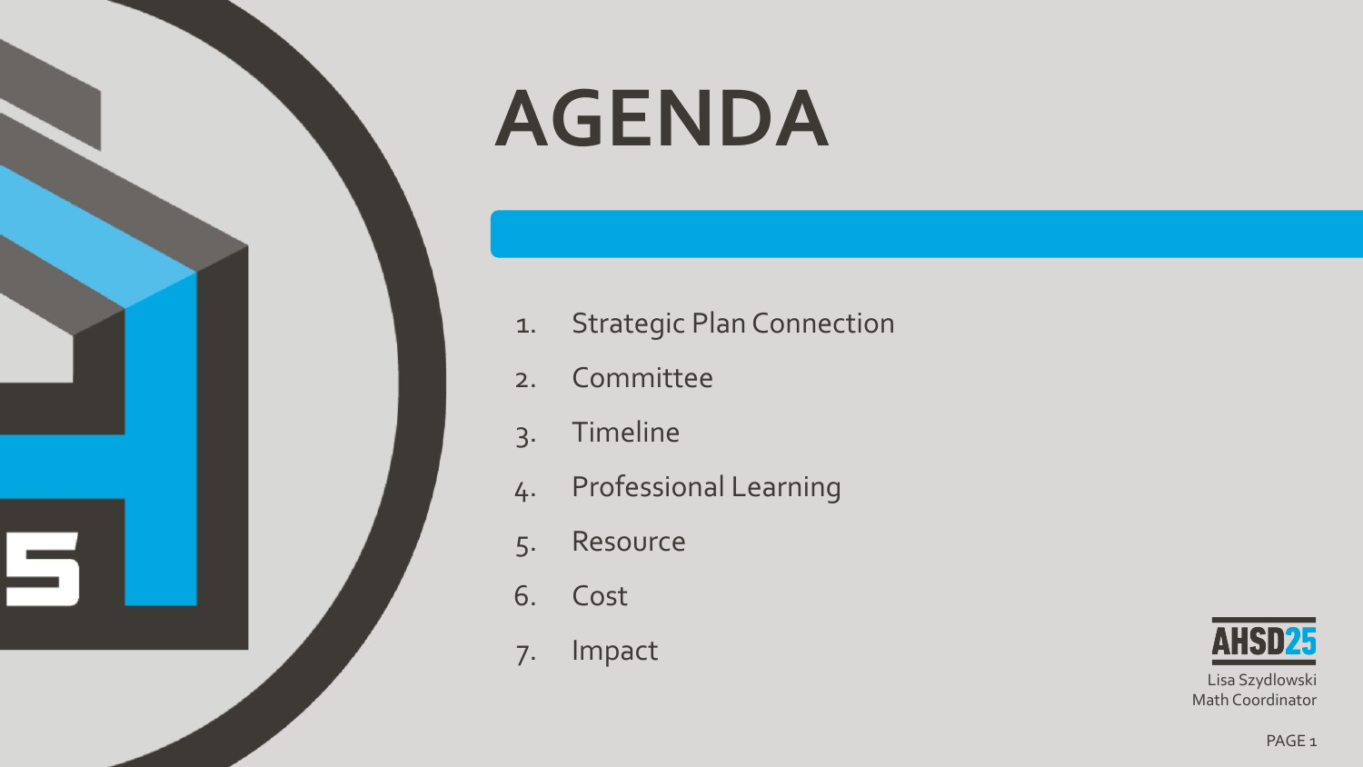# AGENDA

1. Strategic Plan Connection
2. Committee
3. Timeline
4. Professional Learning
5. Resource
6. Cost
7. Impact

AHSD25

Lisa Szydlowski
Math Coordinator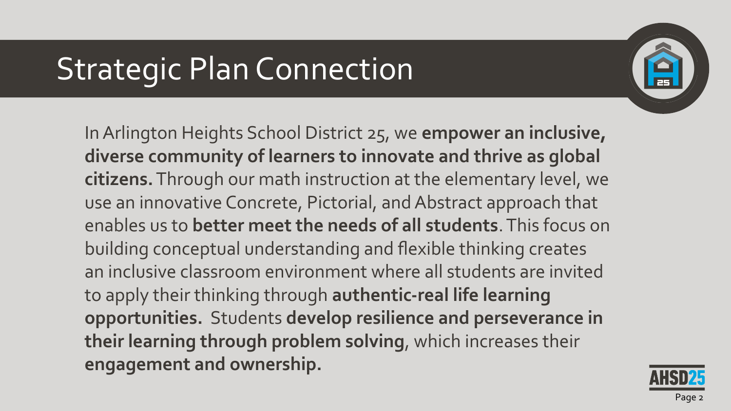# Strategic Plan Connection

In Arlington Heights School District 25, we **empower an inclusive, diverse community of learners to innovate and thrive as global citizens.** Through our math instruction at the elementary level, we use an innovative Concrete, Pictorial, and Abstract approach that enables us to **better meet the needs of all students**. This focus on building conceptual understanding and flexible thinking creates an inclusive classroom environment where all students are invited to apply their thinking through **authentic-real life learning opportunities.** Students **develop resilience and perseverance in their learning through problem solving**, which increases their **engagement and ownership.**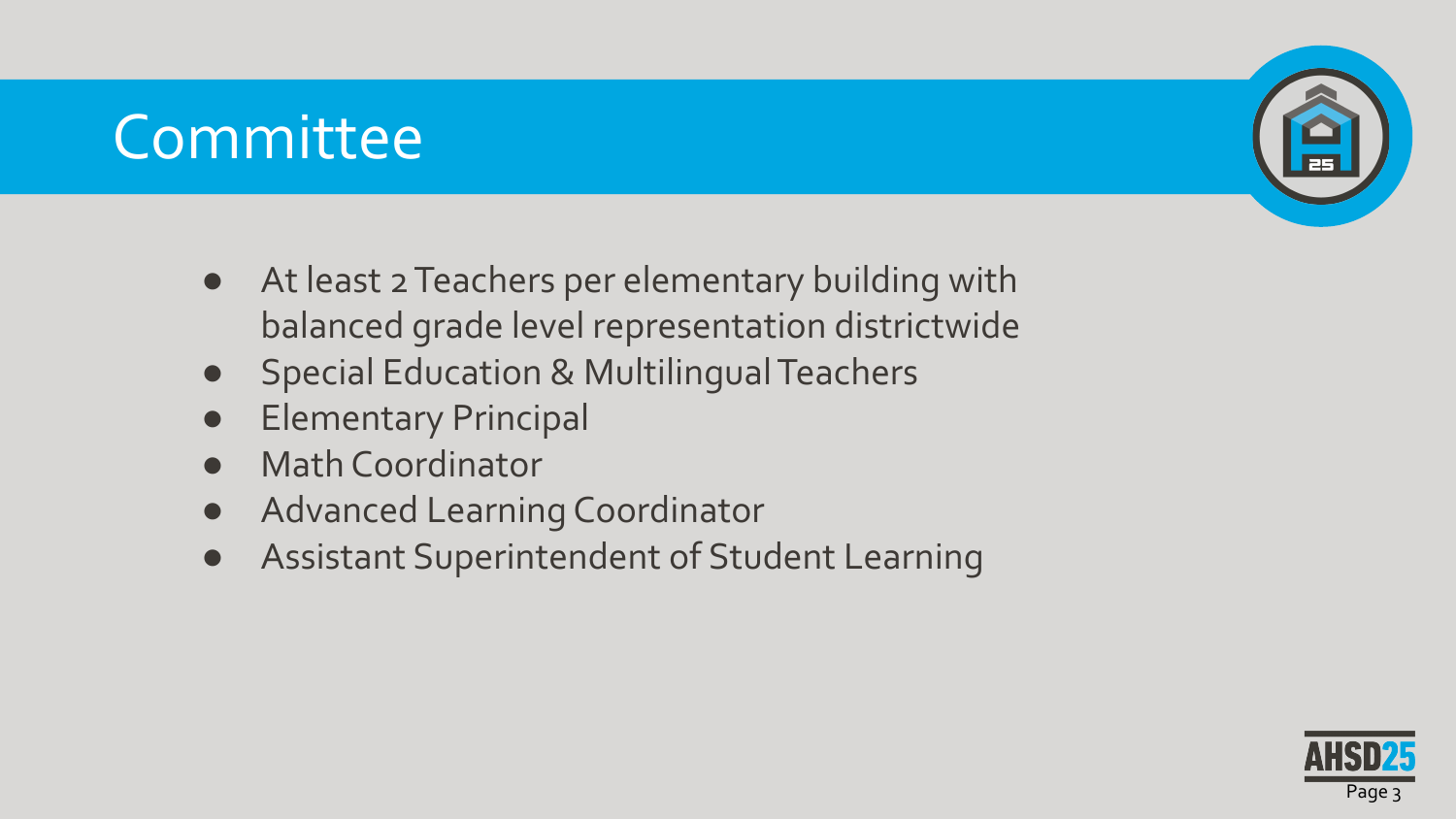# Committee

- At least 2 Teachers per elementary building with balanced grade level representation districtwide
- Special Education & Multilingual Teachers
- Elementary Principal
- Math Coordinator
- Advanced Learning Coordinator
- Assistant Superintendent of Student Learning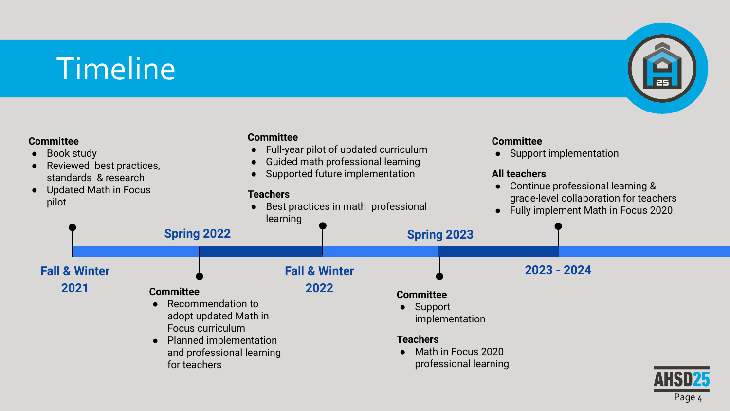# Timeline

## Fall & Winter 2021

**Committee**
- Book study
- Reviewed best practices, standards & research
- Updated Math in Focus pilot

## Spring 2022

**Committee**
- Recommendation to adopt updated Math in Focus curriculum
- Planned implementation and professional learning for teachers

## Fall & Winter 2022

**Committee**
- Full-year pilot of updated curriculum
- Guided math professional learning
- Supported future implementation

**Teachers**
- Best practices in math professional learning

## Spring 2023

**Committee**
- Support implementation

**Teachers**
- Math in Focus 2020 professional learning

## 2023 - 2024

**Committee**
- Support implementation

**All teachers**
- Continue professional learning & grade-level collaboration for teachers
- Fully implement Math in Focus 2020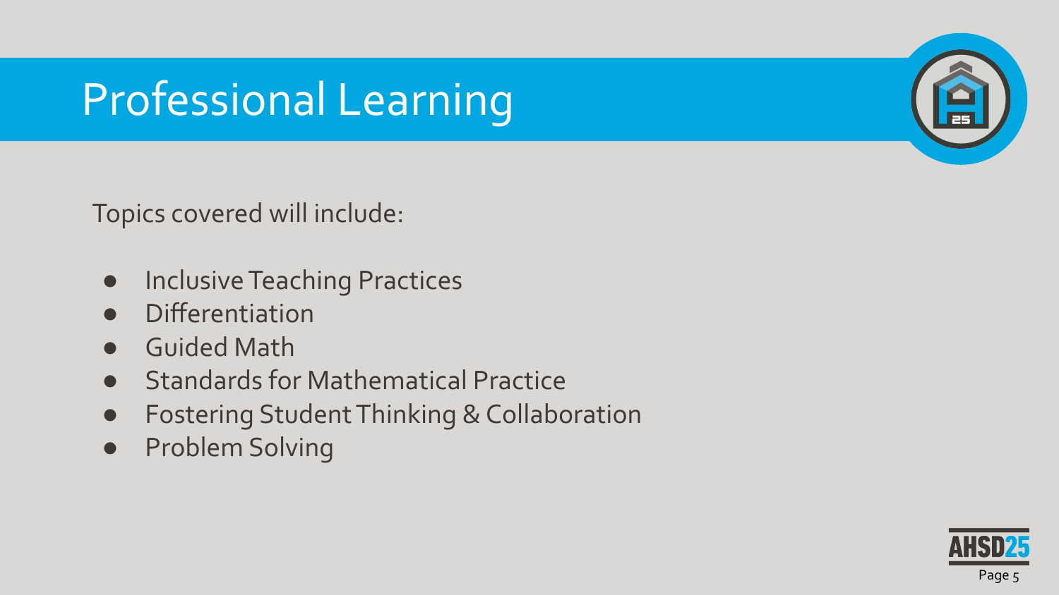# Professional Learning

Topics covered will include:

- Inclusive Teaching Practices
- Differentiation
- Guided Math
- Standards for Mathematical Practice
- Fostering Student Thinking & Collaboration
- Problem Solving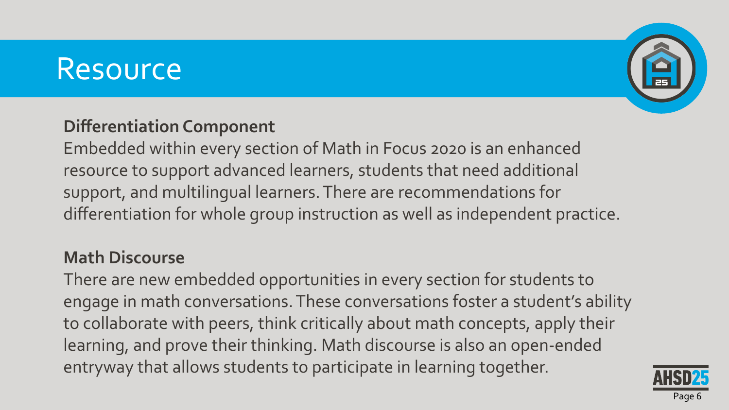# Resource

**Differentiation Component**

Embedded within every section of Math in Focus 2020 is an enhanced resource to support advanced learners, students that need additional support, and multilingual learners. There are recommendations for differentiation for whole group instruction as well as independent practice.

**Math Discourse**

There are new embedded opportunities in every section for students to engage in math conversations. These conversations foster a student's ability to collaborate with peers, think critically about math concepts, apply their learning, and prove their thinking. Math discourse is also an open-ended entryway that allows students to participate in learning together.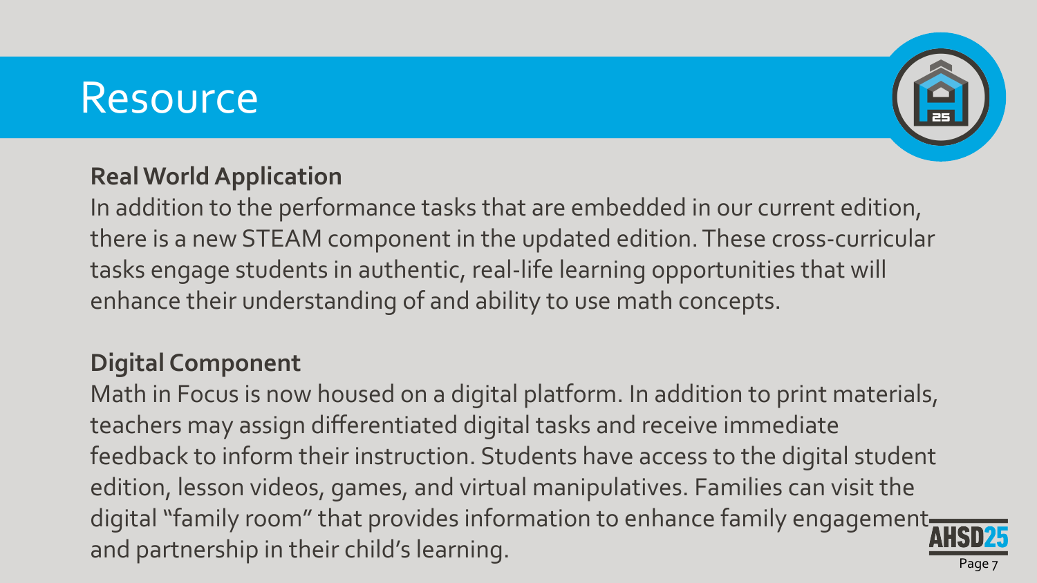# Resource

**Real World Application**

In addition to the performance tasks that are embedded in our current edition, there is a new STEAM component in the updated edition. These cross-curricular tasks engage students in authentic, real-life learning opportunities that will enhance their understanding of and ability to use math concepts.

**Digital Component**

Math in Focus is now housed on a digital platform. In addition to print materials, teachers may assign differentiated digital tasks and receive immediate feedback to inform their instruction. Students have access to the digital student edition, lesson videos, games, and virtual manipulatives. Families can visit the digital "family room" that provides information to enhance family engagement and partnership in their child's learning.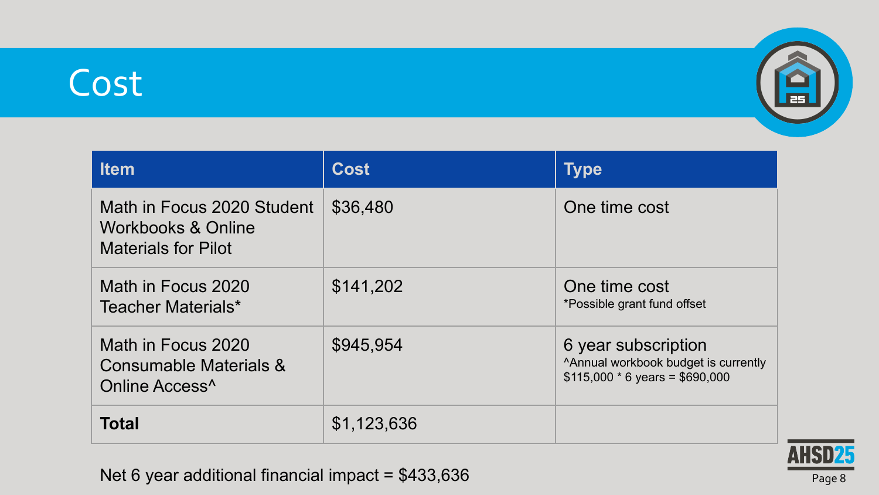# Cost

| Item | Cost | Type |
|---|---|---|
| Math in Focus 2020 Student Workbooks & Online Materials for Pilot | $36,480 | One time cost |
| Math in Focus 2020 Teacher Materials* | $141,202 | One time cost<br>*Possible grant fund offset |
| Math in Focus 2020 Consumable Materials & Online Access^ | $945,954 | 6 year subscription<br>^Annual workbook budget is currently $115,000 * 6 years = $690,000 |
| **Total** | $1,123,636 | |

Net 6 year additional financial impact = $433,636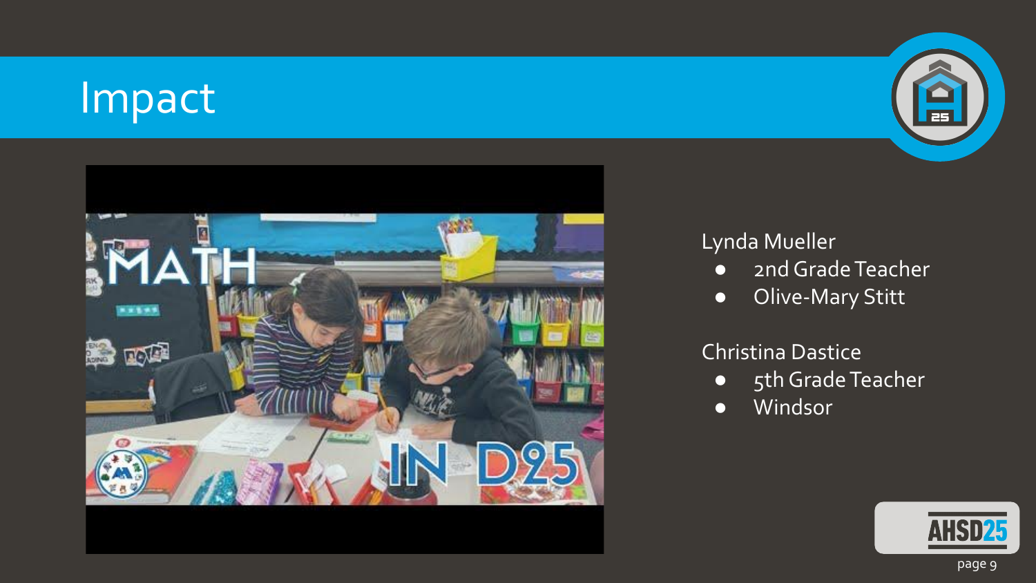# Impact

Lynda Mueller

- 2nd Grade Teacher
- Olive-Mary Stitt

Christina Dastice

- 5th Grade Teacher
- Windsor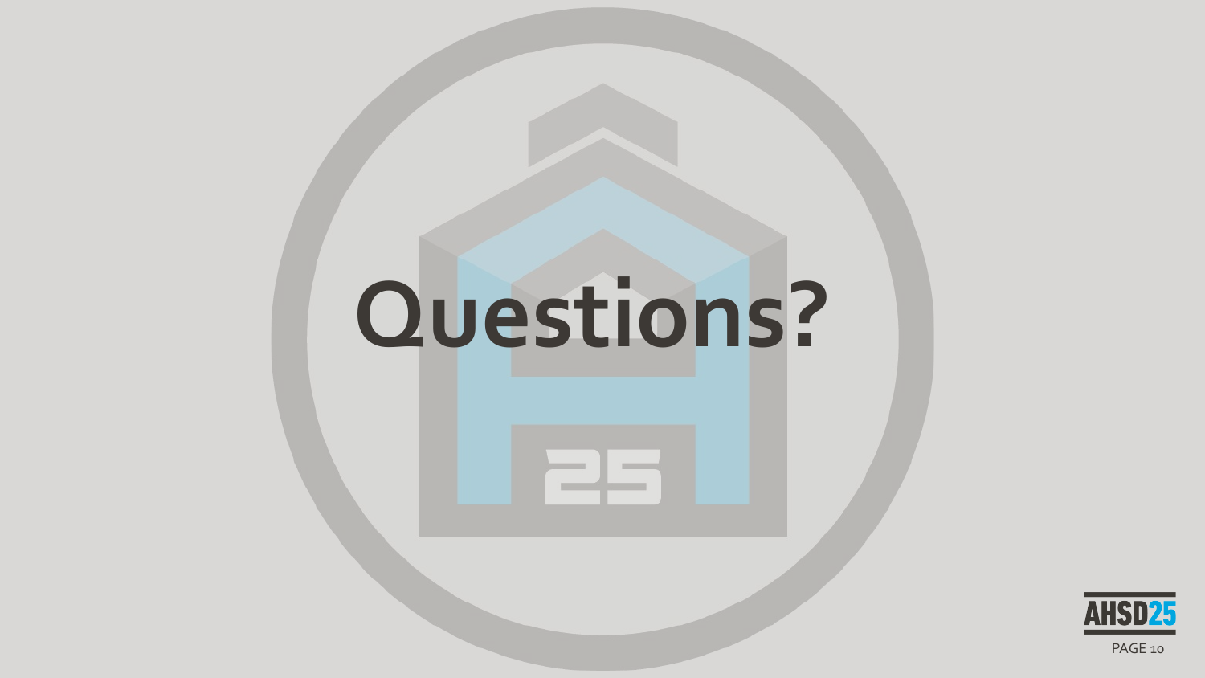# Questions?